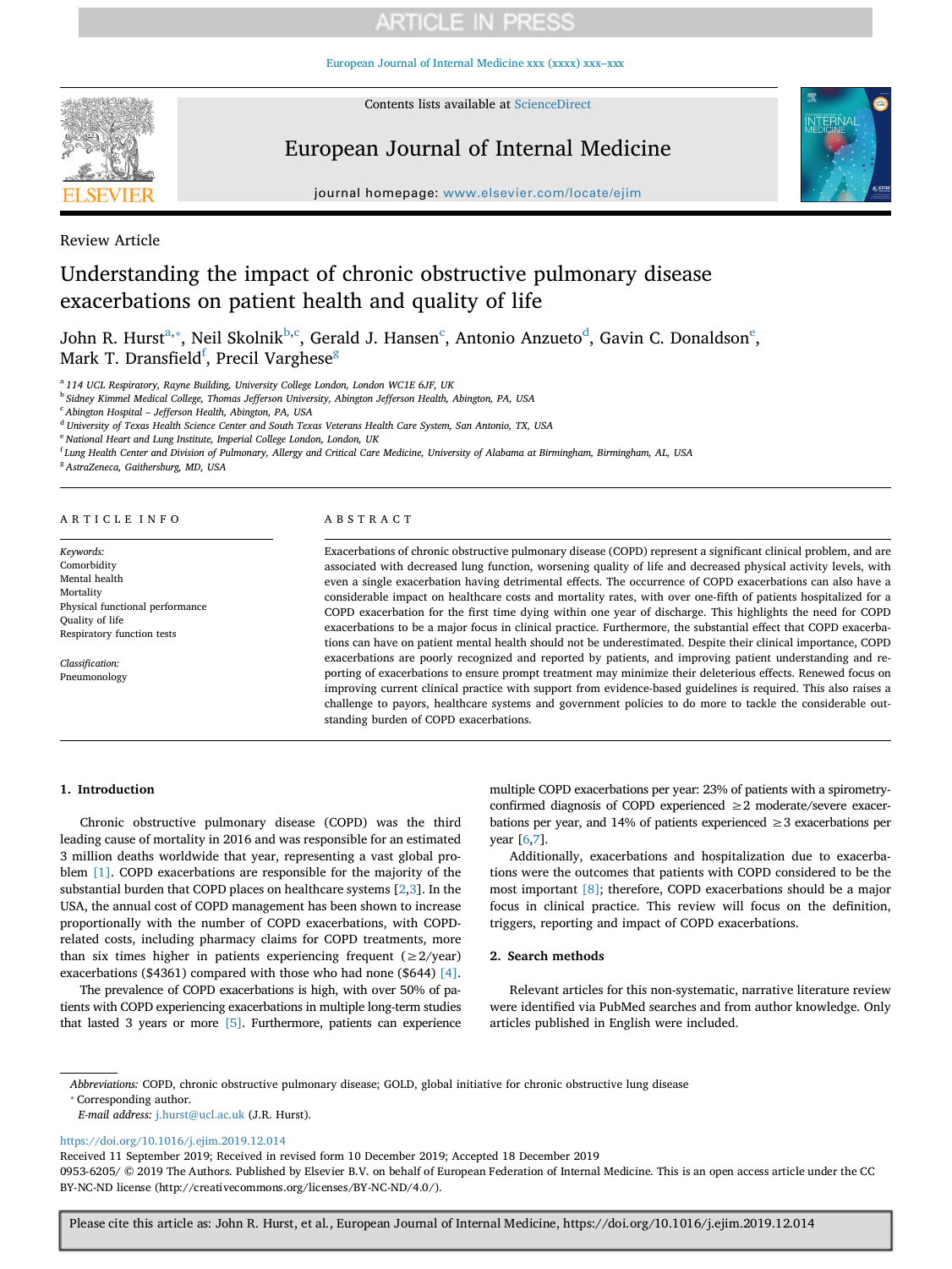Review Article

# Understanding the impact of chronic obstructive pulmonary disease exacerbations on patient health and quality of life

John R. Hurst[a,*], Neil Skolnik[b,c], Gerald J. Hansen[c], Antonio Anzueto[d], Gavin C. Donaldson[e], Mark T. Dransfield[f], Precil Varghese[g]

[a] 114 UCL Respiratory, Rayne Building, University College London, London WC1E 6JF, UK
[b] Sidney Kimmel Medical College, Thomas Jefferson University, Abington Jefferson Health, Abington, PA, USA
[c] Abington Hospital – Jefferson Health, Abington, PA, USA
[d] University of Texas Health Science Center and South Texas Veterans Health Care System, San Antonio, TX, USA
[e] National Heart and Lung Institute, Imperial College London, London, UK
[f] Lung Health Center and Division of Pulmonary, Allergy and Critical Care Medicine, University of Alabama at Birmingham, Birmingham, AL, USA
[g] AstraZeneca, Gaithersburg, MD, USA

## ARTICLE INFO

*Keywords:*
Comorbidity
Mental health
Mortality
Physical functional performance
Quality of life
Respiratory function tests

*Classification:*
Pneumonology

## ABSTRACT

Exacerbations of chronic obstructive pulmonary disease (COPD) represent a significant clinical problem, and are associated with decreased lung function, worsening quality of life and decreased physical activity levels, with even a single exacerbation having detrimental effects. The occurrence of COPD exacerbations can also have a considerable impact on healthcare costs and mortality rates, with over one-fifth of patients hospitalized for a COPD exacerbation for the first time dying within one year of discharge. This highlights the need for COPD exacerbations to be a major focus in clinical practice. Furthermore, the substantial effect that COPD exacerbations can have on patient mental health should not be underestimated. Despite their clinical importance, COPD exacerbations are poorly recognized and reported by patients, and improving patient understanding and reporting of exacerbations to ensure prompt treatment may minimize their deleterious effects. Renewed focus on improving current clinical practice with support from evidence-based guidelines is required. This also raises a challenge to payors, healthcare systems and government policies to do more to tackle the considerable outstanding burden of COPD exacerbations.

## 1. Introduction

Chronic obstructive pulmonary disease (COPD) was the third leading cause of mortality in 2016 and was responsible for an estimated 3 million deaths worldwide that year, representing a vast global problem [1]. COPD exacerbations are responsible for the majority of the substantial burden that COPD places on healthcare systems [2,3]. In the USA, the annual cost of COPD management has been shown to increase proportionally with the number of COPD exacerbations, with COPD-related costs, including pharmacy claims for COPD treatments, more than six times higher in patients experiencing frequent (≥2/year) exacerbations ($4361) compared with those who had none ($644) [4].

The prevalence of COPD exacerbations is high, with over 50% of patients with COPD experiencing exacerbations in multiple long-term studies that lasted 3 years or more [5]. Furthermore, patients can experience multiple COPD exacerbations per year: 23% of patients with a spirometry-confirmed diagnosis of COPD experienced ≥2 moderate/severe exacerbations per year, and 14% of patients experienced ≥3 exacerbations per year [6,7].

Additionally, exacerbations and hospitalization due to exacerbations were the outcomes that patients with COPD considered to be the most important [8]; therefore, COPD exacerbations should be a major focus in clinical practice. This review will focus on the definition, triggers, reporting and impact of COPD exacerbations.

## 2. Search methods

Relevant articles for this non-systematic, narrative literature review were identified via PubMed searches and from author knowledge. Only articles published in English were included.

---

*Abbreviations:* COPD, chronic obstructive pulmonary disease; GOLD, global initiative for chronic obstructive lung disease
* Corresponding author.
*E-mail address:* j.hurst@ucl.ac.uk (J.R. Hurst).

https://doi.org/10.1016/j.ejim.2019.12.014
Received 11 September 2019; Received in revised form 10 December 2019; Accepted 18 December 2019
0953-6205/ © 2019 The Authors. Published by Elsevier B.V. on behalf of European Federation of Internal Medicine. This is an open access article under the CC BY-NC-ND license (http://creativecommons.org/licenses/BY-NC-ND/4.0/).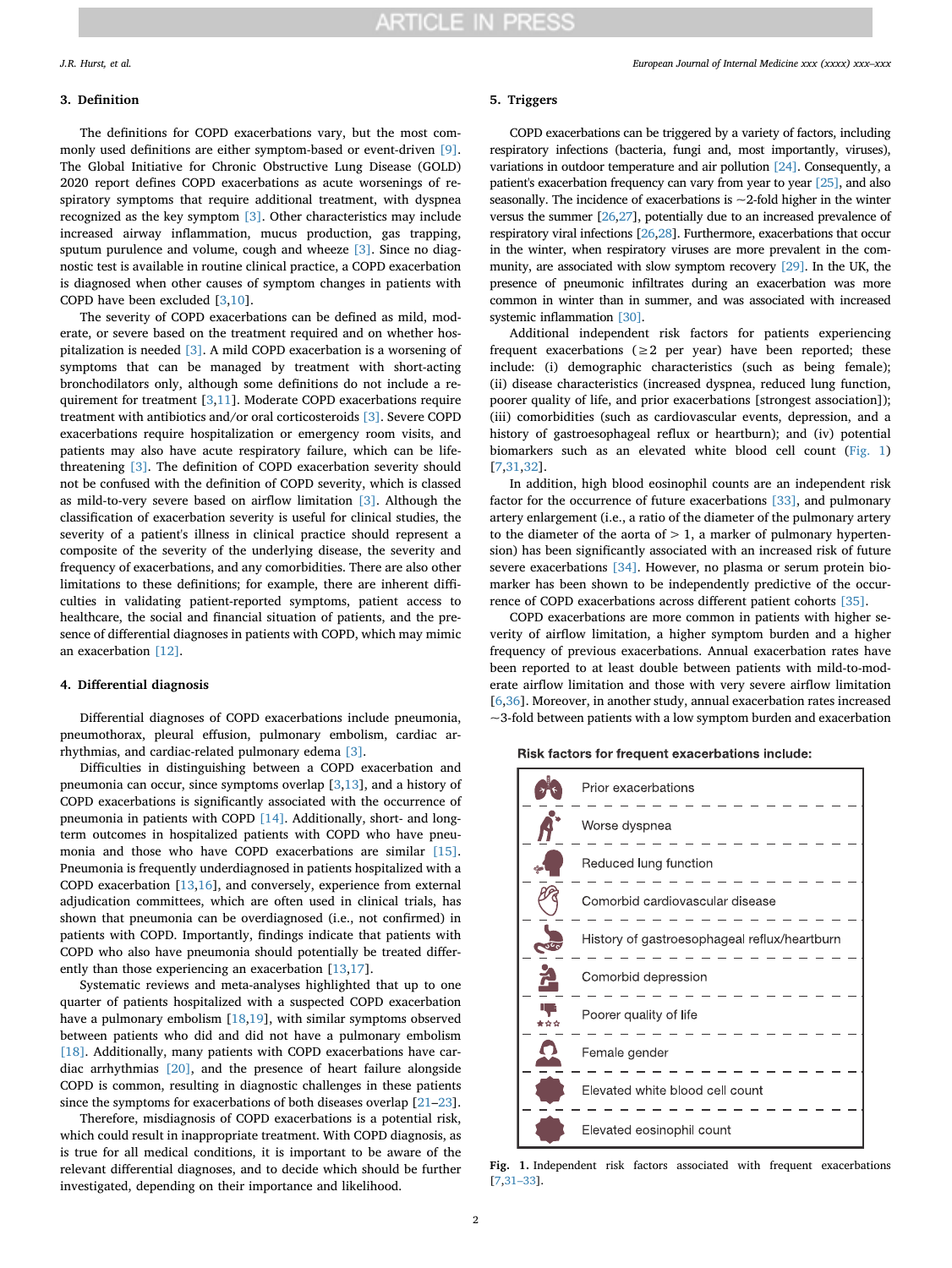## 3. Definition

The definitions for COPD exacerbations vary, but the most commonly used definitions are either symptom-based or event-driven [9]. The Global Initiative for Chronic Obstructive Lung Disease (GOLD) 2020 report defines COPD exacerbations as acute worsenings of respiratory symptoms that require additional treatment, with dyspnea recognized as the key symptom [3]. Other characteristics may include increased airway inflammation, mucus production, gas trapping, sputum purulence and volume, cough and wheeze [3]. Since no diagnostic test is available in routine clinical practice, a COPD exacerbation is diagnosed when other causes of symptom changes in patients with COPD have been excluded [3,10].

The severity of COPD exacerbations can be defined as mild, moderate, or severe based on the treatment required and on whether hospitalization is needed [3]. A mild COPD exacerbation is a worsening of symptoms that can be managed by treatment with short-acting bronchodilators only, although some definitions do not include a requirement for treatment [3,11]. Moderate COPD exacerbations require treatment with antibiotics and/or oral corticosteroids [3]. Severe COPD exacerbations require hospitalization or emergency room visits, and patients may also have acute respiratory failure, which can be life-threatening [3]. The definition of COPD exacerbation severity should not be confused with the definition of COPD severity, which is classed as mild-to-very severe based on airflow limitation [3]. Although the classification of exacerbation severity is useful for clinical studies, the severity of a patient's illness in clinical practice should represent a composite of the severity of the underlying disease, the severity and frequency of exacerbations, and any comorbidities. There are also other limitations to these definitions; for example, there are inherent difficulties in validating patient-reported symptoms, patient access to healthcare, the social and financial situation of patients, and the presence of differential diagnoses in patients with COPD, which may mimic an exacerbation [12].

## 4. Differential diagnosis

Differential diagnoses of COPD exacerbations include pneumonia, pneumothorax, pleural effusion, pulmonary embolism, cardiac arrhythmias, and cardiac-related pulmonary edema [3].

Difficulties in distinguishing between a COPD exacerbation and pneumonia can occur, since symptoms overlap [3,13], and a history of COPD exacerbations is significantly associated with the occurrence of pneumonia in patients with COPD [14]. Additionally, short- and long-term outcomes in hospitalized patients with COPD who have pneumonia and those who have COPD exacerbations are similar [15]. Pneumonia is frequently underdiagnosed in patients hospitalized with a COPD exacerbation [13,16], and conversely, experience from external adjudication committees, which are often used in clinical trials, has shown that pneumonia can be overdiagnosed (i.e., not confirmed) in patients with COPD. Importantly, findings indicate that patients with COPD who also have pneumonia should potentially be treated differently than those experiencing an exacerbation [13,17].

Systematic reviews and meta-analyses highlighted that up to one quarter of patients hospitalized with a suspected COPD exacerbation have a pulmonary embolism [18,19], with similar symptoms observed between patients who did and did not have a pulmonary embolism [18]. Additionally, many patients with COPD exacerbations have cardiac arrhythmias [20], and the presence of heart failure alongside COPD is common, resulting in diagnostic challenges in these patients since the symptoms for exacerbations of both diseases overlap [21–23].

Therefore, misdiagnosis of COPD exacerbations is a potential risk, which could result in inappropriate treatment. With COPD diagnosis, as is true for all medical conditions, it is important to be aware of the relevant differential diagnoses, and to decide which should be further investigated, depending on their importance and likelihood.

## 5. Triggers

COPD exacerbations can be triggered by a variety of factors, including respiratory infections (bacteria, fungi and, most importantly, viruses), variations in outdoor temperature and air pollution [24]. Consequently, a patient's exacerbation frequency can vary from year to year [25], and also seasonally. The incidence of exacerbations is ~2-fold higher in the winter versus the summer [26,27], potentially due to an increased prevalence of respiratory viral infections [26,28]. Furthermore, exacerbations that occur in the winter, when respiratory viruses are more prevalent in the community, are associated with slow symptom recovery [29]. In the UK, the presence of pneumonic infiltrates during an exacerbation was more common in winter than in summer, and was associated with increased systemic inflammation [30].

Additional independent risk factors for patients experiencing frequent exacerbations (≥2 per year) have been reported; these include: (i) demographic characteristics (such as being female); (ii) disease characteristics (increased dyspnea, reduced lung function, poorer quality of life, and prior exacerbations [strongest association]); (iii) comorbidities (such as cardiovascular events, depression, and a history of gastroesophageal reflux or heartburn); and (iv) potential biomarkers such as an elevated white blood cell count (Fig. 1) [7,31,32].

In addition, high blood eosinophil counts are an independent risk factor for the occurrence of future exacerbations [33], and pulmonary artery enlargement (i.e., a ratio of the diameter of the pulmonary artery to the diameter of the aorta of > 1, a marker of pulmonary hypertension) has been significantly associated with an increased risk of future severe exacerbations [34]. However, no plasma or serum protein biomarker has been shown to be independently predictive of the occurrence of COPD exacerbations across different patient cohorts [35].

COPD exacerbations are more common in patients with higher severity of airflow limitation, a higher symptom burden and a higher frequency of previous exacerbations. Annual exacerbation rates have been reported to at least double between patients with mild-to-moderate airflow limitation and those with very severe airflow limitation [6,36]. Moreover, in another study, annual exacerbation rates increased ~3-fold between patients with a low symptom burden and exacerbation

**Risk factors for frequent exacerbations include:**

- Prior exacerbations
- Worse dyspnea
- Reduced lung function
- Comorbid cardiovascular disease
- History of gastroesophageal reflux/heartburn
- Comorbid depression
- Poorer quality of life
- Female gender
- Elevated white blood cell count
- Elevated eosinophil count

**Fig. 1.** Independent risk factors associated with frequent exacerbations [7,31–33].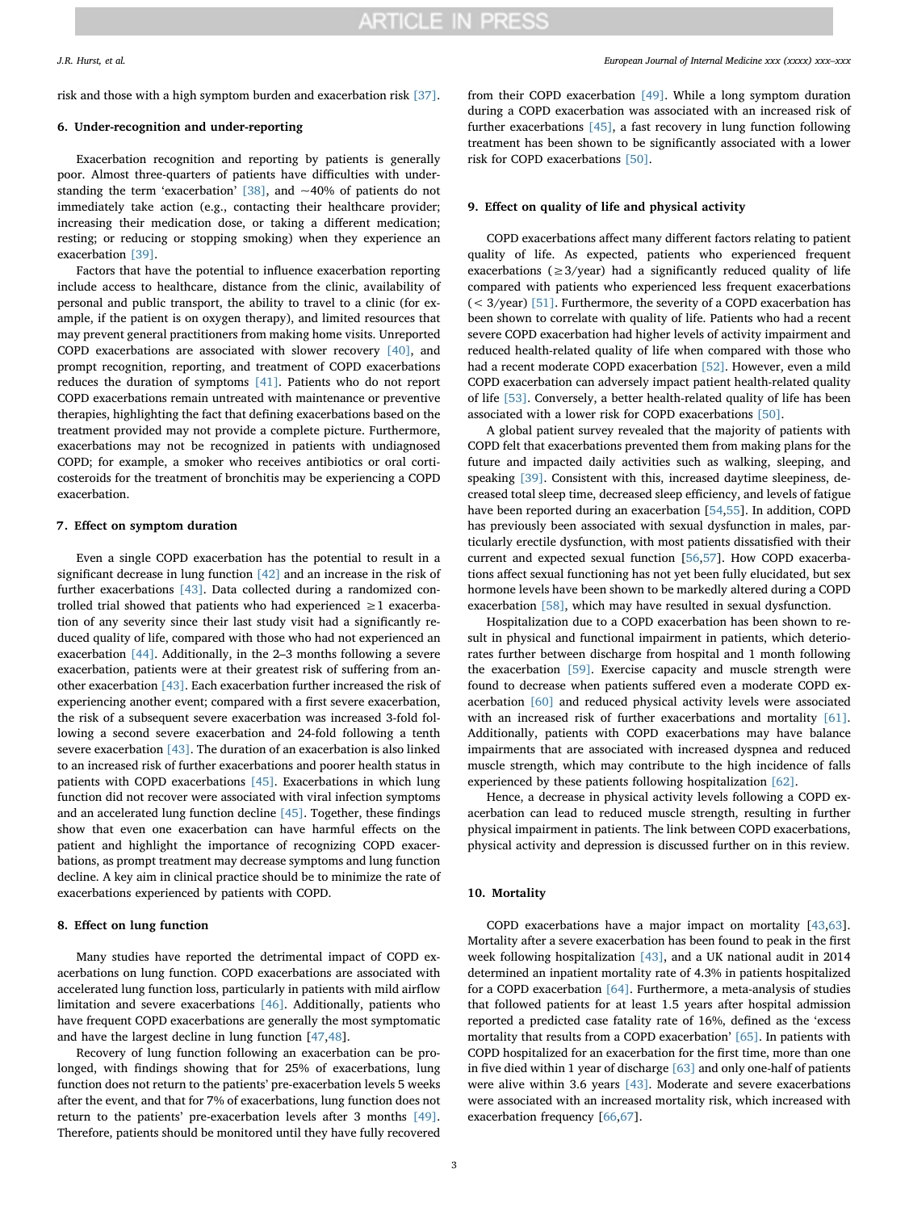risk and those with a high symptom burden and exacerbation risk [37].

## 6. Under-recognition and under-reporting

Exacerbation recognition and reporting by patients is generally poor. Almost three-quarters of patients have difficulties with understanding the term 'exacerbation' [38], and ~40% of patients do not immediately take action (e.g., contacting their healthcare provider; increasing their medication dose, or taking a different medication; resting; or reducing or stopping smoking) when they experience an exacerbation [39].

Factors that have the potential to influence exacerbation reporting include access to healthcare, distance from the clinic, availability of personal and public transport, the ability to travel to a clinic (for example, if the patient is on oxygen therapy), and limited resources that may prevent general practitioners from making home visits. Unreported COPD exacerbations are associated with slower recovery [40], and prompt recognition, reporting, and treatment of COPD exacerbations reduces the duration of symptoms [41]. Patients who do not report COPD exacerbations remain untreated with maintenance or preventive therapies, highlighting the fact that defining exacerbations based on the treatment provided may not provide a complete picture. Furthermore, exacerbations may not be recognized in patients with undiagnosed COPD; for example, a smoker who receives antibiotics or oral corticosteroids for the treatment of bronchitis may be experiencing a COPD exacerbation.

## 7. Effect on symptom duration

Even a single COPD exacerbation has the potential to result in a significant decrease in lung function [42] and an increase in the risk of further exacerbations [43]. Data collected during a randomized controlled trial showed that patients who had experienced ≥1 exacerbation of any severity since their last study visit had a significantly reduced quality of life, compared with those who had not experienced an exacerbation [44]. Additionally, in the 2–3 months following a severe exacerbation, patients were at their greatest risk of suffering from another exacerbation [43]. Each exacerbation further increased the risk of experiencing another event; compared with a first severe exacerbation, the risk of a subsequent severe exacerbation was increased 3-fold following a second severe exacerbation and 24-fold following a tenth severe exacerbation [43]. The duration of an exacerbation is also linked to an increased risk of further exacerbations and poorer health status in patients with COPD exacerbations [45]. Exacerbations in which lung function did not recover were associated with viral infection symptoms and an accelerated lung function decline [45]. Together, these findings show that even one exacerbation can have harmful effects on the patient and highlight the importance of recognizing COPD exacerbations, as prompt treatment may decrease symptoms and lung function decline. A key aim in clinical practice should be to minimize the rate of exacerbations experienced by patients with COPD.

## 8. Effect on lung function

Many studies have reported the detrimental impact of COPD exacerbations on lung function. COPD exacerbations are associated with accelerated lung function loss, particularly in patients with mild airflow limitation and severe exacerbations [46]. Additionally, patients who have frequent COPD exacerbations are generally the most symptomatic and have the largest decline in lung function [47,48].

Recovery of lung function following an exacerbation can be prolonged, with findings showing that for 25% of exacerbations, lung function does not return to the patients' pre-exacerbation levels 5 weeks after the event, and that for 7% of exacerbations, lung function does not return to the patients' pre-exacerbation levels after 3 months [49]. Therefore, patients should be monitored until they have fully recovered from their COPD exacerbation [49]. While a long symptom duration during a COPD exacerbation was associated with an increased risk of further exacerbations [45], a fast recovery in lung function following treatment has been shown to be significantly associated with a lower risk for COPD exacerbations [50].

## 9. Effect on quality of life and physical activity

COPD exacerbations affect many different factors relating to patient quality of life. As expected, patients who experienced frequent exacerbations (≥3/year) had a significantly reduced quality of life compared with patients who experienced less frequent exacerbations (< 3/year) [51]. Furthermore, the severity of a COPD exacerbation has been shown to correlate with quality of life. Patients who had a recent severe COPD exacerbation had higher levels of activity impairment and reduced health-related quality of life when compared with those who had a recent moderate COPD exacerbation [52]. However, even a mild COPD exacerbation can adversely impact patient health-related quality of life [53]. Conversely, a better health-related quality of life has been associated with a lower risk for COPD exacerbations [50].

A global patient survey revealed that the majority of patients with COPD felt that exacerbations prevented them from making plans for the future and impacted daily activities such as walking, sleeping, and speaking [39]. Consistent with this, increased daytime sleepiness, decreased total sleep time, decreased sleep efficiency, and levels of fatigue have been reported during an exacerbation [54,55]. In addition, COPD has previously been associated with sexual dysfunction in males, particularly erectile dysfunction, with most patients dissatisfied with their current and expected sexual function [56,57]. How COPD exacerbations affect sexual functioning has not yet been fully elucidated, but sex hormone levels have been shown to be markedly altered during a COPD exacerbation [58], which may have resulted in sexual dysfunction.

Hospitalization due to a COPD exacerbation has been shown to result in physical and functional impairment in patients, which deteriorates further between discharge from hospital and 1 month following the exacerbation [59]. Exercise capacity and muscle strength were found to decrease when patients suffered even a moderate COPD exacerbation [60] and reduced physical activity levels were associated with an increased risk of further exacerbations and mortality [61]. Additionally, patients with COPD exacerbations may have balance impairments that are associated with increased dyspnea and reduced muscle strength, which may contribute to the high incidence of falls experienced by these patients following hospitalization [62].

Hence, a decrease in physical activity levels following a COPD exacerbation can lead to reduced muscle strength, resulting in further physical impairment in patients. The link between COPD exacerbations, physical activity and depression is discussed further on in this review.

## 10. Mortality

COPD exacerbations have a major impact on mortality [43,63]. Mortality after a severe exacerbation has been found to peak in the first week following hospitalization [43], and a UK national audit in 2014 determined an inpatient mortality rate of 4.3% in patients hospitalized for a COPD exacerbation [64]. Furthermore, a meta-analysis of studies that followed patients for at least 1.5 years after hospital admission reported a predicted case fatality rate of 16%, defined as the 'excess mortality that results from a COPD exacerbation' [65]. In patients with COPD hospitalized for an exacerbation for the first time, more than one in five died within 1 year of discharge [63] and only one-half of patients were alive within 3.6 years [43]. Moderate and severe exacerbations were associated with an increased mortality risk, which increased with exacerbation frequency [66,67].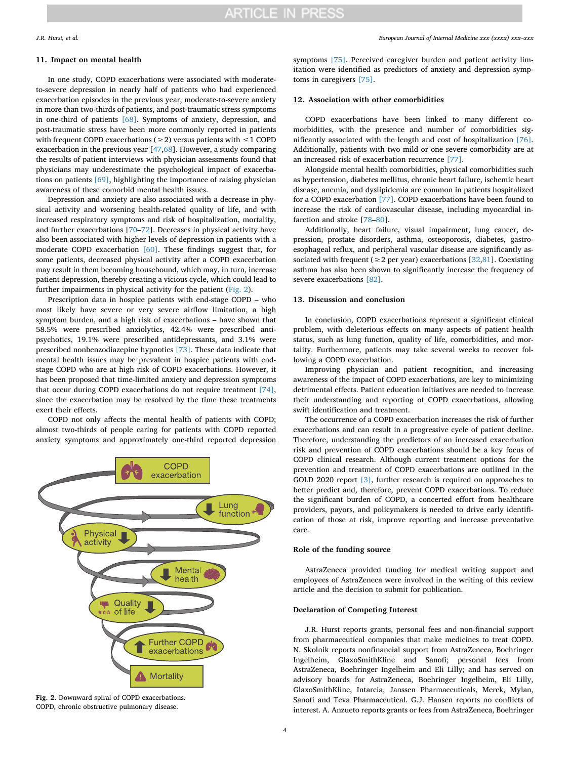## 11. Impact on mental health

In one study, COPD exacerbations were associated with moderate-to-severe depression in nearly half of patients who had experienced exacerbation episodes in the previous year, moderate-to-severe anxiety in more than two-thirds of patients, and post-traumatic stress symptoms in one-third of patients [68]. Symptoms of anxiety, depression, and post-traumatic stress have been more commonly reported in patients with frequent COPD exacerbations (≥2) versus patients with ≤1 COPD exacerbation in the previous year [47,68]. However, a study comparing the results of patient interviews with physician assessments found that physicians may underestimate the psychological impact of exacerbations on patients [69], highlighting the importance of raising physician awareness of these comorbid mental health issues.

Depression and anxiety are also associated with a decrease in physical activity and worsening health-related quality of life, and with increased respiratory symptoms and risk of hospitalization, mortality, and further exacerbations [70–72]. Decreases in physical activity have also been associated with higher levels of depression in patients with a moderate COPD exacerbation [60]. These findings suggest that, for some patients, decreased physical activity after a COPD exacerbation may result in them becoming housebound, which may, in turn, increase patient depression, thereby creating a vicious cycle, which could lead to further impairments in physical activity for the patient (Fig. 2).

Prescription data in hospice patients with end-stage COPD – who most likely have severe or very severe airflow limitation, a high symptom burden, and a high risk of exacerbations – have shown that 58.5% were prescribed anxiolytics, 42.4% were prescribed antipsychotics, 19.1% were prescribed antidepressants, and 3.1% were prescribed nonbenzodiazepine hypnotics [73]. These data indicate that mental health issues may be prevalent in hospice patients with end-stage COPD who are at high risk of COPD exacerbations. However, it has been proposed that time-limited anxiety and depression symptoms that occur during COPD exacerbations do not require treatment [74], since the exacerbation may be resolved by the time these treatments exert their effects.

COPD not only affects the mental health of patients with COPD; almost two-thirds of people caring for patients with COPD reported anxiety symptoms and approximately one-third reported depression symptoms [75]. Perceived caregiver burden and patient activity limitation were identified as predictors of anxiety and depression symptoms in caregivers [75].

**Fig. 2.** Downward spiral of COPD exacerbations. COPD, chronic obstructive pulmonary disease.

## 12. Association with other comorbidities

COPD exacerbations have been linked to many different comorbidities, with the presence and number of comorbidities significantly associated with the length and cost of hospitalization [76]. Additionally, patients with two mild or one severe comorbidity are at an increased risk of exacerbation recurrence [77].

Alongside mental health comorbidities, physical comorbidities such as hypertension, diabetes mellitus, chronic heart failure, ischemic heart disease, anemia, and dyslipidemia are common in patients hospitalized for a COPD exacerbation [77]. COPD exacerbations have been found to increase the risk of cardiovascular disease, including myocardial infarction and stroke [78–80].

Additionally, heart failure, visual impairment, lung cancer, depression, prostate disorders, asthma, osteoporosis, diabetes, gastroesophageal reflux, and peripheral vascular disease are significantly associated with frequent (≥2 per year) exacerbations [32,81]. Coexisting asthma has also been shown to significantly increase the frequency of severe exacerbations [82].

## 13. Discussion and conclusion

In conclusion, COPD exacerbations represent a significant clinical problem, with deleterious effects on many aspects of patient health status, such as lung function, quality of life, comorbidities, and mortality. Furthermore, patients may take several weeks to recover following a COPD exacerbation.

Improving physician and patient recognition, and increasing awareness of the impact of COPD exacerbations, are key to minimizing detrimental effects. Patient education initiatives are needed to increase their understanding and reporting of COPD exacerbations, allowing swift identification and treatment.

The occurrence of a COPD exacerbation increases the risk of further exacerbations and can result in a progressive cycle of patient decline. Therefore, understanding the predictors of an increased exacerbation risk and prevention of COPD exacerbations should be a key focus of COPD clinical research. Although current treatment options for the prevention and treatment of COPD exacerbations are outlined in the GOLD 2020 report [3], further research is required on approaches to better predict and, therefore, prevent COPD exacerbations. To reduce the significant burden of COPD, a concerted effort from healthcare providers, payors, and policymakers is needed to drive early identification of those at risk, improve reporting and increase preventative care.

### Role of the funding source

AstraZeneca provided funding for medical writing support and employees of AstraZeneca were involved in the writing of this review article and the decision to submit for publication.

### Declaration of Competing Interest

J.R. Hurst reports grants, personal fees and non-financial support from pharmaceutical companies that make medicines to treat COPD. N. Skolnik reports nonfinancial support from AstraZeneca, Boehringer Ingelheim, GlaxoSmithKline and Sanofi; personal fees from AstraZeneca, Boehringer Ingelheim and Eli Lilly; and has served on advisory boards for AstraZeneca, Boehringer Ingelheim, Eli Lilly, GlaxoSmithKline, Intarcia, Janssen Pharmaceuticals, Merck, Mylan, Sanofi and Teva Pharmaceutical. G.J. Hansen reports no conflicts of interest. A. Anzueto reports grants or fees from AstraZeneca, Boehringer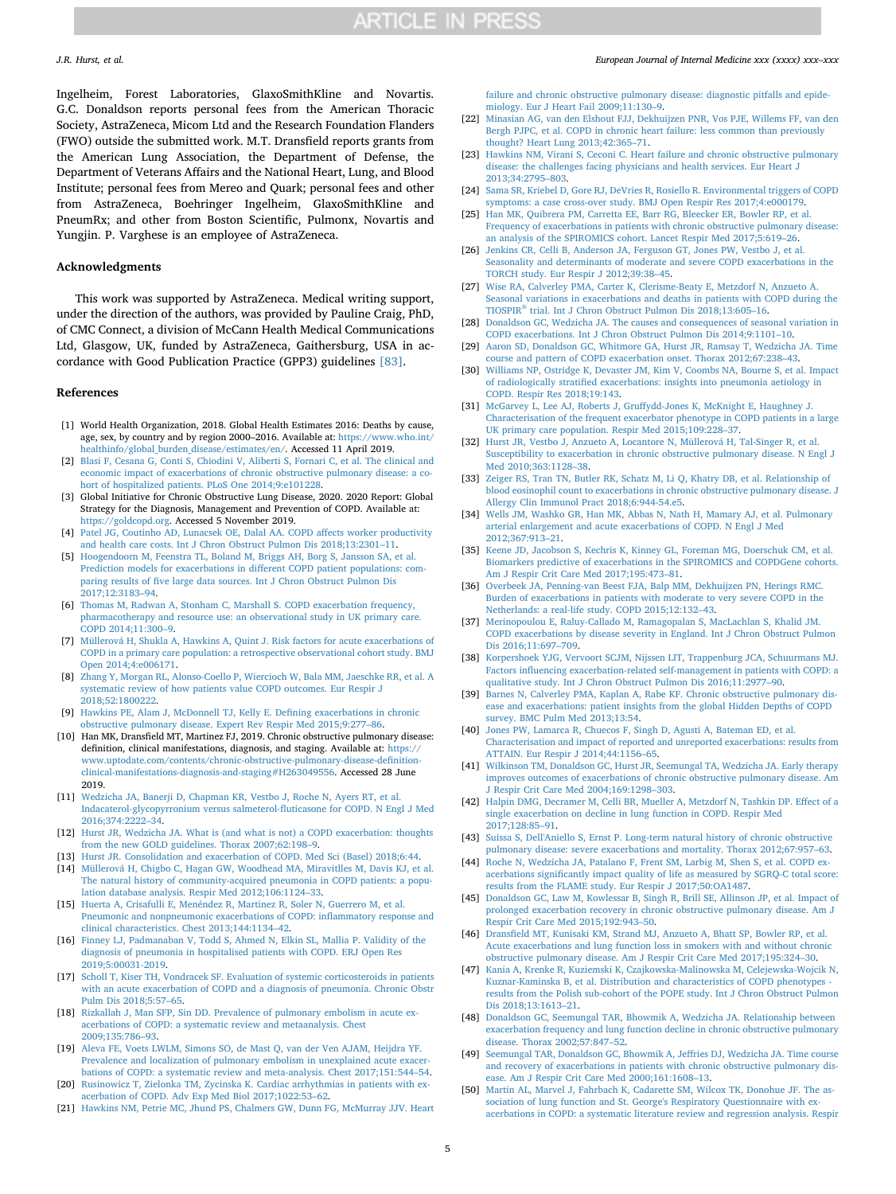Ingelheim, Forest Laboratories, GlaxoSmithKline and Novartis. G.C. Donaldson reports personal fees from the American Thoracic Society, AstraZeneca, Micom Ltd and the Research Foundation Flanders (FWO) outside the submitted work. M.T. Dransfield reports grants from the American Lung Association, the Department of Defense, the Department of Veterans Affairs and the National Heart, Lung, and Blood Institute; personal fees from Mereo and Quark; personal fees and other from AstraZeneca, Boehringer Ingelheim, GlaxoSmithKline and PneumRx; and other from Boston Scientific, Pulmonx, Novartis and Yungjin. P. Varghese is an employee of AstraZeneca.

## Acknowledgments

This work was supported by AstraZeneca. Medical writing support, under the direction of the authors, was provided by Pauline Craig, PhD, of CMC Connect, a division of McCann Health Medical Communications Ltd, Glasgow, UK, funded by AstraZeneca, Gaithersburg, USA in accordance with Good Publication Practice (GPP3) guidelines [83].

## References

[1] World Health Organization, 2018. Global Health Estimates 2016: Deaths by cause, age, sex, by country and by region 2000–2016. Available at: https://www.who.int/healthinfo/global_burden_disease/estimates/en/. Accessed 11 April 2019.

[2] Blasi F, Cesana G, Conti S, Chiodini V, Aliberti S, Fornari C, et al. The clinical and economic impact of exacerbations of chronic obstructive pulmonary disease: a cohort of hospitalized patients. PLoS One 2014;9:e101228.

[3] Global Initiative for Chronic Obstructive Lung Disease, 2020. 2020 Report: Global Strategy for the Diagnosis, Management and Prevention of COPD. Available at: https://goldcopd.org. Accessed 5 November 2019.

[4] Patel JG, Coutinho AD, Lunacsek OE, Dalal AA. COPD affects worker productivity and health care costs. Int J Chron Obstruct Pulmon Dis 2018;13:2301–11.

[5] Hoogendoorn M, Feenstra TL, Boland M, Briggs AH, Borg S, Jansson SA, et al. Prediction models for exacerbations in different COPD patient populations: comparing results of five large data sources. Int J Chron Obstruct Pulmon Dis 2017;12:3183–94.

[6] Thomas M, Radwan A, Stonham C, Marshall S. COPD exacerbation frequency, pharmacotherapy and resource use: an observational study in UK primary care. COPD 2014;11:300–9.

[7] Müllerová H, Shukla A, Hawkins A, Quint J. Risk factors for acute exacerbations of COPD in a primary care population: a retrospective observational cohort study. BMJ Open 2014;4:e006171.

[8] Zhang Y, Morgan RL, Alonso-Coello P, Wiercioch W, Bala MM, Jaeschke RR, et al. A systematic review of how patients value COPD outcomes. Eur Respir J 2018;52:1800222.

[9] Hawkins PE, Alam J, McDonnell TJ, Kelly E. Defining exacerbations in chronic obstructive pulmonary disease. Expert Rev Respir Med 2015;9:277–86.

[10] Han MK, Dransfield MT, Martinez FJ, 2019. Chronic obstructive pulmonary disease: definition, clinical manifestations, diagnosis, and staging. Available at: https://www.uptodate.com/contents/chronic-obstructive-pulmonary-disease-definition-clinical-manifestations-diagnosis-and-staging#H263049556. Accessed 28 June 2019.

[11] Wedzicha JA, Banerji D, Chapman KR, Vestbo J, Roche N, Ayers RT, et al. Indacaterol-glycopyrronium versus salmeterol-fluticasone for COPD. N Engl J Med 2016;374:2222–34.

[12] Hurst JR, Wedzicha JA. What is (and what is not) a COPD exacerbation: thoughts from the new GOLD guidelines. Thorax 2007;62:198–9.

[13] Hurst JR. Consolidation and exacerbation of COPD. Med Sci (Basel) 2018;6:44.

[14] Müllerová H, Chigbo C, Hagan GW, Woodhead MA, Miravitlles M, Davis KJ, et al. The natural history of community-acquired pneumonia in COPD patients: a population database analysis. Respir Med 2012;106:1124–33.

[15] Huerta A, Crisafulli E, Menéndez R, Martinez R, Soler N, Guerrero M, et al. Pneumonic and nonpneumonic exacerbations of COPD: inflammatory response and clinical characteristics. Chest 2013;144:1134–42.

[16] Finney LJ, Padmanaban V, Todd S, Ahmed N, Elkin SL, Mallia P. Validity of the diagnosis of pneumonia in hospitalised patients with COPD. ERJ Open Res 2019;5:00031-2019.

[17] Scholl T, Kiser TH, Vondracek SF. Evaluation of systemic corticosteroids in patients with an acute exacerbation of COPD and a diagnosis of pneumonia. Chronic Obstr Pulm Dis 2018;5:57–65.

[18] Rizkallah J, Man SFP, Sin DD. Prevalence of pulmonary embolism in acute exacerbations of COPD: a systematic review and metaanalysis. Chest 2009;135:786–93.

[19] Aleva FE, Voets LWLM, Simons SO, de Mast Q, van der Ven AJAM, Heijdra YF. Prevalence and localization of pulmonary embolism in unexplained acute exacerbations of COPD: a systematic review and meta-analysis. Chest 2017;151:544–54.

[20] Rusinowicz T, Zielonka TM, Zycinska K. Cardiac arrhythmias in patients with exacerbation of COPD. Adv Exp Med Biol 2017;1022:53–62.

[21] Hawkins NM, Petrie MC, Jhund PS, Chalmers GW, Dunn FG, McMurray JJV. Heart failure and chronic obstructive pulmonary disease: diagnostic pitfalls and epidemiology. Eur J Heart Fail 2009;11:130–9.

[22] Minasian AG, van den Elshout FJJ, Dekhuijzen PNR, Vos PJE, Willems FF, van den Bergh PJPC, et al. COPD in chronic heart failure: less common than previously thought? Heart Lung 2013;42:365–71.

[23] Hawkins NM, Virani S, Ceconi C. Heart failure and chronic obstructive pulmonary disease: the challenges facing physicians and health services. Eur Heart J 2013;34:2795–803.

[24] Sama SR, Kriebel D, Gore RJ, DeVries R, Rosiello R. Environmental triggers of COPD symptoms: a case cross-over study. BMJ Open Respir Res 2017;4:e000179.

[25] Han MK, Quibrera PM, Carretta EE, Barr RG, Bleecker ER, Bowler RP, et al. Frequency of exacerbations in patients with chronic obstructive pulmonary disease: an analysis of the SPIROMICS cohort. Lancet Respir Med 2017;5:619–26.

[26] Jenkins CR, Celli B, Anderson JA, Ferguson GT, Jones PW, Vestbo J, et al. Seasonality and determinants of moderate and severe COPD exacerbations in the TORCH study. Eur Respir J 2012;39:38–45.

[27] Wise RA, Calverley PMA, Carter K, Clerisme-Beaty E, Metzdorf N, Anzueto A. Seasonal variations in exacerbations and deaths in patients with COPD during the TIOSPIR® trial. Int J Chron Obstruct Pulmon Dis 2018;13:605–16.

[28] Donaldson GC, Wedzicha JA. The causes and consequences of seasonal variation in COPD exacerbations. Int J Chron Obstruct Pulmon Dis 2014;9:1101–10.

[29] Aaron SD, Donaldson GC, Whitmore GA, Hurst JR, Ramsay T, Wedzicha JA. Time course and pattern of COPD exacerbation onset. Thorax 2012;67:238–43.

[30] Williams NP, Ostridge K, Devaster JM, Kim V, Coombs NA, Bourne S, et al. Impact of radiologically stratified exacerbations: insights into pneumonia aetiology in COPD. Respir Res 2018;19:143.

[31] McGarvey L, Lee AJ, Roberts J, Gruffydd-Jones K, McKnight E, Haughney J. Characterisation of the frequent exacerbator phenotype in COPD patients in a large UK primary care population. Respir Med 2015;109:228–37.

[32] Hurst JR, Vestbo J, Anzueto A, Locantore N, Müllerová H, Tal-Singer R, et al. Susceptibility to exacerbation in chronic obstructive pulmonary disease. N Engl J Med 2010;363:1128–38.

[33] Zeiger RS, Tran TN, Butler RK, Schatz M, Li Q, Khatry DB, et al. Relationship of blood eosinophil count to exacerbations in chronic obstructive pulmonary disease. J Allergy Clin Immunol Pract 2018;6:944-54.e5.

[34] Wells JM, Washko GR, Han MK, Abbas N, Nath H, Mamary AJ, et al. Pulmonary arterial enlargement and acute exacerbations of COPD. N Engl J Med 2012;367:913–21.

[35] Keene JD, Jacobson S, Kechris K, Kinney GL, Foreman MG, Doerschuk CM, et al. Biomarkers predictive of exacerbations in the SPIROMICS and COPDGene cohorts. Am J Respir Crit Care Med 2017;195:473–81.

[36] Overbeek JA, Penning-van Beest FJA, Balp MM, Dekhuijzen PN, Herings RMC. Burden of exacerbations in patients with moderate to very severe COPD in the Netherlands: a real-life study. COPD 2015;12:132–43.

[37] Merinopoulou E, Raluy-Callado M, Ramagopalan S, MacLachlan S, Khalid JM. COPD exacerbations by disease severity in England. Int J Chron Obstruct Pulmon Dis 2016;11:697–709.

[38] Korpershoek YJG, Vervoort SCJM, Nijssen LIT, Trappenburg JCA, Schuurmans MJ. Factors influencing exacerbation-related self-management in patients with COPD: a qualitative study. Int J Chron Obstruct Pulmon Dis 2016;11:2977–90.

[39] Barnes N, Calverley PMA, Kaplan A, Rabe KF. Chronic obstructive pulmonary disease and exacerbations: patient insights from the global Hidden Depths of COPD survey. BMC Pulm Med 2013;13:54.

[40] Jones PW, Lamarca R, Chuecos F, Singh D, Agusti A, Bateman ED, et al. Characterisation and impact of reported and unreported exacerbations: results from ATTAIN. Eur Respir J 2014;44:1156–65.

[41] Wilkinson TM, Donaldson GC, Hurst JR, Seemungal TA, Wedzicha JA. Early therapy improves outcomes of exacerbations of chronic obstructive pulmonary disease. Am J Respir Crit Care Med 2004;169:1298–303.

[42] Halpin DMG, Decramer M, Celli BR, Mueller A, Metzdorf N, Tashkin DP. Effect of a single exacerbation on decline in lung function in COPD. Respir Med 2017;128:85–91.

[43] Suissa S, Dell'Aniello S, Ernst P. Long-term natural history of chronic obstructive pulmonary disease: severe exacerbations and mortality. Thorax 2012;67:957–63.

[44] Roche N, Wedzicha JA, Patalano F, Frent SM, Larbig M, Shen S, et al. COPD exacerbations significantly impact quality of life as measured by SGRQ-C total score: results from the FLAME study. Eur Respir J 2017;50:OA1487.

[45] Donaldson GC, Law M, Kowlessar B, Singh R, Brill SE, Allinson JP, et al. Impact of prolonged exacerbation recovery in chronic obstructive pulmonary disease. Am J Respir Crit Care Med 2015;192:943–50.

[46] Dransfield MT, Kunisaki KM, Strand MJ, Anzueto A, Bhatt SP, Bowler RP, et al. Acute exacerbations and lung function loss in smokers with and without chronic obstructive pulmonary disease. Am J Respir Crit Care Med 2017;195:324–30.

[47] Kania A, Krenke R, Kuziemski K, Czajkowska-Malinowska M, Celejewska-Wojcik N, Kuznar-Kaminska B, et al. Distribution and characteristics of COPD phenotypes - results from the Polish sub-cohort of the POPE study. Int J Chron Obstruct Pulmon Dis 2018;13:1613–21.

[48] Donaldson GC, Seemungal TAR, Bhowmik A, Wedzicha JA. Relationship between exacerbation frequency and lung function decline in chronic obstructive pulmonary disease. Thorax 2002;57:847–52.

[49] Seemungal TAR, Donaldson GC, Bhowmik A, Jeffries DJ, Wedzicha JA. Time course and recovery of exacerbations in patients with chronic obstructive pulmonary disease. Am J Respir Crit Care Med 2000;161:1608–13.

[50] Martin AL, Marvel J, Fahrbach K, Cadarette SM, Wilcox TK, Donohue JF. The association of lung function and St. George's Respiratory Questionnaire with exacerbations in COPD: a systematic literature review and regression analysis. Respir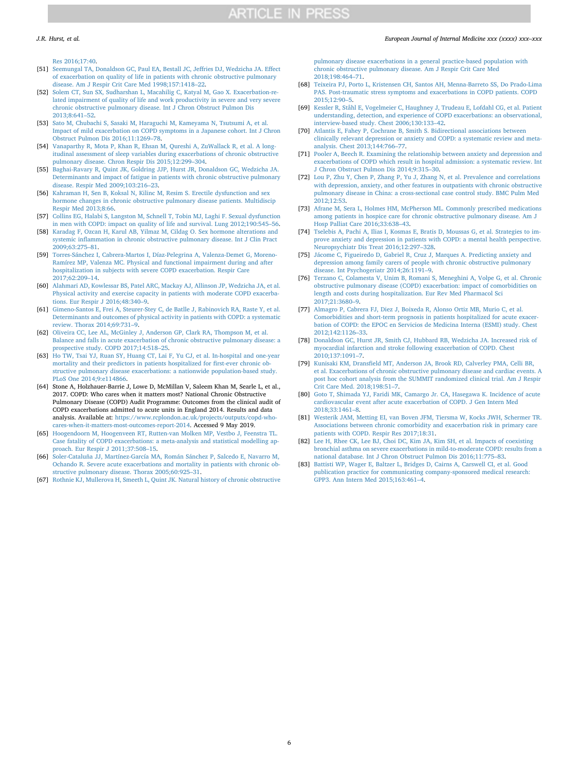Res 2016;17:40.

[51] Seemungal TA, Donaldson GC, Paul EA, Bestall JC, Jeffries DJ, Wedzicha JA. Effect of exacerbation on quality of life in patients with chronic obstructive pulmonary disease. Am J Respir Crit Care Med 1998;157:1418–22.

[52] Solem CT, Sun SX, Sudharshan L, Macahilig C, Katyal M, Gao X. Exacerbation-related impairment of quality of life and work productivity in severe and very severe chronic obstructive pulmonary disease. Int J Chron Obstruct Pulmon Dis 2013;8:641–52.

[53] Sato M, Chubachi S, Sasaki M, Haraguchi M, Kameyama N, Tsutsumi A, et al. Impact of mild exacerbation on COPD symptoms in a Japanese cohort. Int J Chron Obstruct Pulmon Dis 2016;11:1269–78.

[54] Vanaparthy R, Mota P, Khan R, Ehsan M, Qureshi A, ZuWallack R, et al. A longitudinal assessment of sleep variables during exacerbations of chronic obstructive pulmonary disease. Chron Respir Dis 2015;12:299–304.

[55] Baghai-Ravary R, Quint JK, Goldring JJP, Hurst JR, Donaldson GC, Wedzicha JA. Determinants and impact of fatigue in patients with chronic obstructive pulmonary disease. Respir Med 2009;103:216–23.

[56] Kahraman H, Sen B, Koksal N, Kilinc M, Resim S. Erectile dysfunction and sex hormone changes in chronic obstructive pulmonary disease patients. Multidiscip Respir Med 2013;8:66.

[57] Collins EG, Halabi S, Langston M, Schnell T, Tobin MJ, Laghi F. Sexual dysfunction in men with COPD: impact on quality of life and survival. Lung 2012;190:545–56.

[58] Karadag F, Ozcan H, Karul AB, Yilmaz M, Cildag O. Sex hormone alterations and systemic inflammation in chronic obstructive pulmonary disease. Int J Clin Pract 2009;63:275–81.

[59] Torres-Sánchez I, Cabrera-Martos I, Díaz-Pelegrina A, Valenza-Demet G, Moreno-Ramírez MP, Valenza MC. Physical and functional impairment during and after hospitalization in subjects with severe COPD exacerbation. Respir Care 2017;62:209–14.

[60] Alahmari AD, Kowlessar BS, Patel ARC, Mackay AJ, Allinson JP, Wedzicha JA, et al. Physical activity and exercise capacity in patients with moderate COPD exacerbations. Eur Respir J 2016;48:340–9.

[61] Gimeno-Santos E, Frei A, Steurer-Stey C, de Batlle J, Rabinovich RA, Raste Y, et al. Determinants and outcomes of physical activity in patients with COPD: a systematic review. Thorax 2014;69:731–9.

[62] Oliveira CC, Lee AL, McGinley J, Anderson GP, Clark RA, Thompson M, et al. Balance and falls in acute exacerbation of chronic obstructive pulmonary disease: a prospective study. COPD 2017;14:518–25.

[63] Ho TW, Tsai YJ, Ruan SY, Huang CT, Lai F, Yu CJ, et al. In-hospital and one-year mortality and their predictors in patients hospitalized for first-ever chronic obstructive pulmonary disease exacerbations: a nationwide population-based study. PLoS One 2014;9:e114866.

[64] Stone A, Holzhauer-Barrie J, Lowe D, McMillan V, Saleem Khan M, Searle L, et al., 2017. COPD: Who cares when it matters most? National Chronic Obstructive Pulmonary Disease (COPD) Audit Programme: Outcomes from the clinical audit of COPD exacerbations admitted to acute units in England 2014. Results and data analysis. Available at: https://www.rcplondon.ac.uk/projects/outputs/copd-who-cares-when-it-matters-most-outcomes-report-2014. Accessed 9 May 2019.

[65] Hoogendoorn M, Hoogenveen RT, Rutten-van Molken MP, Vestbo J, Feenstra TL. Case fatality of COPD exacerbations: a meta-analysis and statistical modelling approach. Eur Respir J 2011;37:508–15.

[66] Soler-Cataluña JJ, Martínez-García MA, Román Sánchez P, Salcedo E, Navarro M, Ochando R. Severe acute exacerbations and mortality in patients with chronic obstructive pulmonary disease. Thorax 2005;60:925–31.

[67] Rothnie KJ, Mullerova H, Smeeth L, Quint JK. Natural history of chronic obstructive pulmonary disease exacerbations in a general practice-based population with chronic obstructive pulmonary disease. Am J Respir Crit Care Med 2018;198:464–71.

[68] Teixeira PJ, Porto L, Kristensen CH, Santos AH, Menna-Barreto SS, Do Prado-Lima PAS. Post-traumatic stress symptoms and exacerbations in COPD patients. COPD 2015;12:90–5.

[69] Kessler R, Ståhl E, Vogelmeier C, Haughney J, Trudeau E, Lofdahl CG, et al. Patient understanding, detection, and experience of COPD exacerbations: an observational, interview-based study. Chest 2006;130:133–42.

[70] Atlantis E, Fahey P, Cochrane B, Smith S. Bidirectional associations between clinically relevant depression or anxiety and COPD: a systematic review and meta-analysis. Chest 2013;144:766–77.

[71] Pooler A, Beech R. Examining the relationship between anxiety and depression and exacerbations of COPD which result in hospital admission: a systematic review. Int J Chron Obstruct Pulmon Dis 2014;9:315–30.

[72] Lou P, Zhu Y, Chen P, Zhang P, Yu J, Zhang N, et al. Prevalence and correlations with depression, anxiety, and other features in outpatients with chronic obstructive pulmonary disease in China: a cross-sectional case control study. BMC Pulm Med 2012;12:53.

[73] Afrane M, Sera L, Holmes HM, McPherson ML. Commonly prescribed medications among patients in hospice care for chronic obstructive pulmonary disease. Am J Hosp Palliat Care 2016;33:638–43.

[74] Tselebis A, Pachi A, Ilias I, Kosmas E, Bratis D, Moussas G, et al. Strategies to improve anxiety and depression in patients with COPD: a mental health perspective. Neuropsychiatr Dis Treat 2016;12:297–328.

[75] Jácome C, Figueiredo D, Gabriel R, Cruz J, Marques A. Predicting anxiety and depression among family carers of people with chronic obstructive pulmonary disease. Int Psychogeriatr 2014;26:1191–9.

[76] Terzano C, Colamesta V, Unim B, Romani S, Meneghini A, Volpe G, et al. Chronic obstructive pulmonary disease (COPD) exacerbation: impact of comorbidities on length and costs during hospitalization. Eur Rev Med Pharmacol Sci 2017;21:3680–9.

[77] Almagro P, Cabrera FJ, Diez J, Boixeda R, Alonso Ortiz MB, Murio C, et al. Comorbidities and short-term prognosis in patients hospitalized for acute exacerbation of COPD: the EPOC en Servicios de Medicina Interna (ESMI) study. Chest 2012;142:1126–33.

[78] Donaldson GC, Hurst JR, Smith CJ, Hubbard RB, Wedzicha JA. Increased risk of myocardial infarction and stroke following exacerbation of COPD. Chest 2010;137:1091–7.

[79] Kunisaki KM, Dransfield MT, Anderson JA, Brook RD, Calverley PMA, Celli BR, et al. Exacerbations of chronic obstructive pulmonary disease and cardiac events. A post hoc cohort analysis from the SUMMIT randomized clinical trial. Am J Respir Crit Care Med. 2018;198:51–7.

[80] Goto T, Shimada YJ, Faridi MK, Camargo Jr. CA, Hasegawa K. Incidence of acute cardiovascular event after acute exacerbation of COPD. J Gen Intern Med 2018;33:1461–8.

[81] Westerik JAM, Metting EI, van Boven JFM, Tiersma W, Kocks JWH, Schermer TR. Associations between chronic comorbidity and exacerbation risk in primary care patients with COPD. Respir Res 2017;18:31.

[82] Lee H, Rhee CK, Lee BJ, Choi DC, Kim JA, Kim SH, et al. Impacts of coexisting bronchial asthma on severe exacerbations in mild-to-moderate COPD: results from a national database. Int J Chron Obstruct Pulmon Dis 2016;11:775–83.

[83] Battisti WP, Wager E, Baltzer L, Bridges D, Cairns A, Carswell CI, et al. Good publication practice for communicating company-sponsored medical research: GPP3. Ann Intern Med 2015;163:461–4.